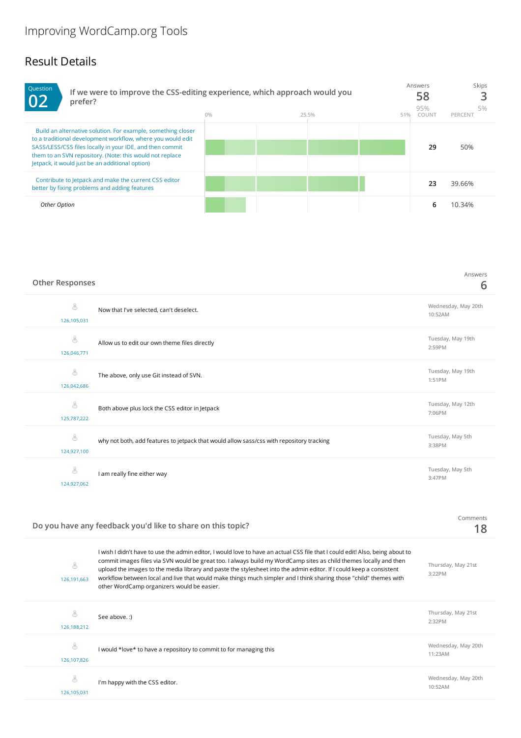# Improving WordCamp.org Tools

## Result Details

**Question 02**

**If we were to improve the CSS-editing experience, which approach would you prefer?**

| Answers | Skips |
|---|---|
| 58 | 3 |
| 95% | 5% |

| Option | Count | Percent |
|---|---|---|
| Build an alternative solution. For example, something closer to a traditional development workflow, where you would edit SASS/LESS/CSS files locally in your IDE, and then commit them to an SVN repository. (Note: this would not replace Jetpack, it would just be an additional option) | 29 | 50% |
| Contribute to Jetpack and make the current CSS editor better by fixing problems and adding features | 23 | 39.66% |
| *Other Option* | 6 | 10.34% |

### Other Responses

Answers: 6

| ID | Response | Date |
|---|---|---|
| 126,105,031 | Now that I've selected, can't deselect. | Wednesday, May 20th 10:52AM |
| 126,046,771 | Allow us to edit our own theme files directly | Tuesday, May 19th 2:59PM |
| 126,042,686 | The above, only use Git instead of SVN. | Tuesday, May 19th 1:51PM |
| 125,787,222 | Both above plus lock the CSS editor in Jetpack | Tuesday, May 12th 7:06PM |
| 124,927,100 | why not both, add features to jetpack that would allow sass/css with repository tracking | Tuesday, May 5th 3:38PM |
| 124,927,062 | I am really fine either way | Tuesday, May 5th 3:47PM |

### Do you have any feedback you'd like to share on this topic?

Comments: 18

| ID | Comment | Date |
|---|---|---|
| 126,191,663 | I wish I didn't have to use the admin editor, I would love to have an actual CSS file that I could edit! Also, being about to commit images files via SVN would be great too. I always build my WordCamp sites as child themes locally and then upload the images to the media library and paste the stylesheet into the admin editor. If I could keep a consistent workflow between local and live that would make things much simpler and I think sharing those "child" themes with other WordCamp organizers would be easier. | Thursday, May 21st 3:22PM |
| 126,188,212 | See above. :) | Thursday, May 21st 2:32PM |
| 126,107,826 | I would *love* to have a repository to commit to for managing this | Wednesday, May 20th 11:23AM |
| 126,105,031 | I'm happy with the CSS editor. | Wednesday, May 20th 10:52AM |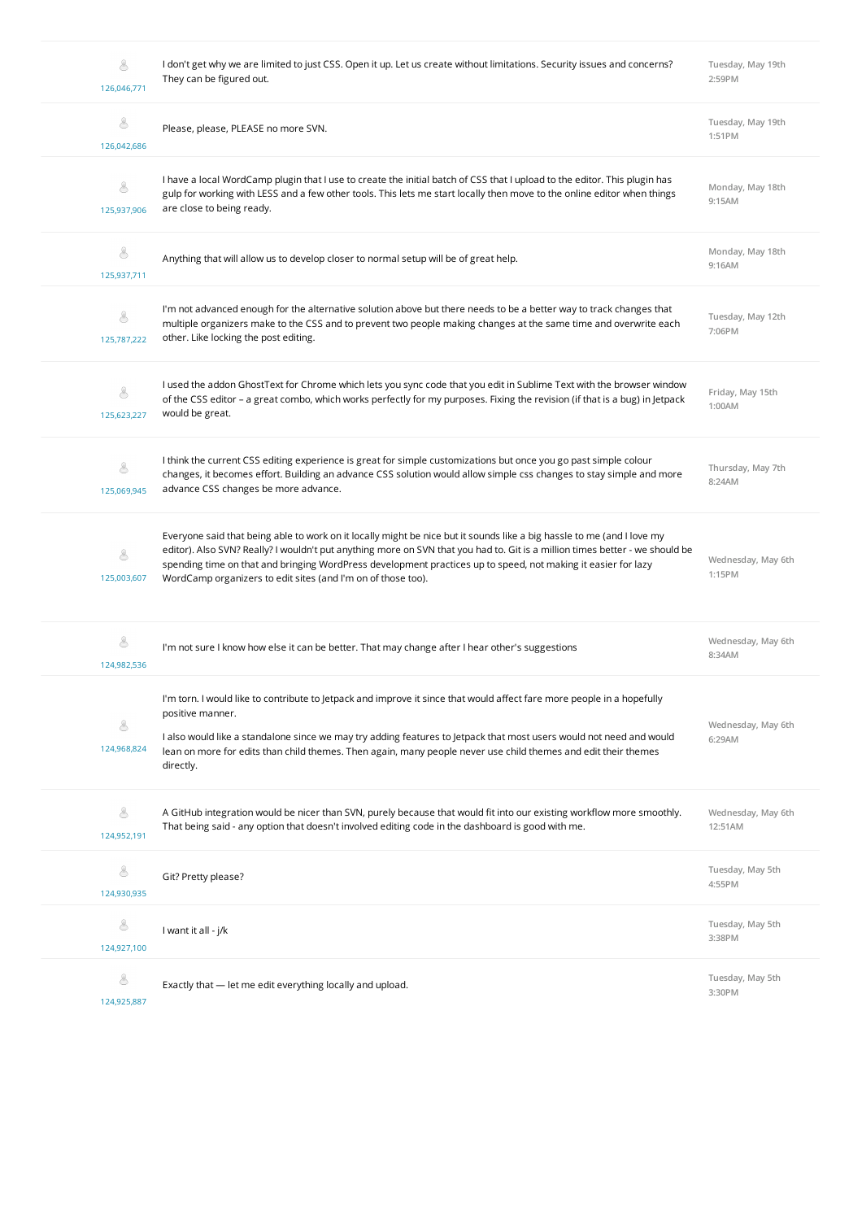| | | |
|---|---|---|
| 126,046,771 | I don't get why we are limited to just CSS. Open it up. Let us create without limitations. Security issues and concerns? They can be figured out. | Tuesday, May 19th 2:59PM |
| 126,042,686 | Please, please, PLEASE no more SVN. | Tuesday, May 19th 1:51PM |
| 125,937,906 | I have a local WordCamp plugin that I use to create the initial batch of CSS that I upload to the editor. This plugin has gulp for working with LESS and a few other tools. This lets me start locally then move to the online editor when things are close to being ready. | Monday, May 18th 9:15AM |
| 125,937,711 | Anything that will allow us to develop closer to normal setup will be of great help. | Monday, May 18th 9:16AM |
| 125,787,222 | I'm not advanced enough for the alternative solution above but there needs to be a better way to track changes that multiple organizers make to the CSS and to prevent two people making changes at the same time and overwrite each other. Like locking the post editing. | Tuesday, May 12th 7:06PM |
| 125,623,227 | I used the addon GhostText for Chrome which lets you sync code that you edit in Sublime Text with the browser window of the CSS editor – a great combo, which works perfectly for my purposes. Fixing the revision (if that is a bug) in Jetpack would be great. | Friday, May 15th 1:00AM |
| 125,069,945 | I think the current CSS editing experience is great for simple customizations but once you go past simple colour changes, it becomes effort. Building an advance CSS solution would allow simple css changes to stay simple and more advance CSS changes be more advance. | Thursday, May 7th 8:24AM |
| 125,003,607 | Everyone said that being able to work on it locally might be nice but it sounds like a big hassle to me (and I love my editor). Also SVN? Really? I wouldn't put anything more on SVN that you had to. Git is a million times better - we should be spending time on that and bringing WordPress development practices up to speed, not making it easier for lazy WordCamp organizers to edit sites (and I'm on of those too). | Wednesday, May 6th 1:15PM |
| 124,982,536 | I'm not sure I know how else it can be better. That may change after I hear other's suggestions | Wednesday, May 6th 8:34AM |
| 124,968,824 | I'm torn. I would like to contribute to Jetpack and improve it since that would affect fare more people in a hopefully positive manner.<br><br>I also would like a standalone since we may try adding features to Jetpack that most users would not need and would lean on more for edits than child themes. Then again, many people never use child themes and edit their themes directly. | Wednesday, May 6th 6:29AM |
| 124,952,191 | A GitHub integration would be nicer than SVN, purely because that would fit into our existing workflow more smoothly. That being said - any option that doesn't involved editing code in the dashboard is good with me. | Wednesday, May 6th 12:51AM |
| 124,930,935 | Git? Pretty please? | Tuesday, May 5th 4:55PM |
| 124,927,100 | I want it all - j/k | Tuesday, May 5th 3:38PM |
| 124,925,887 | Exactly that — let me edit everything locally and upload. | Tuesday, May 5th 3:30PM |